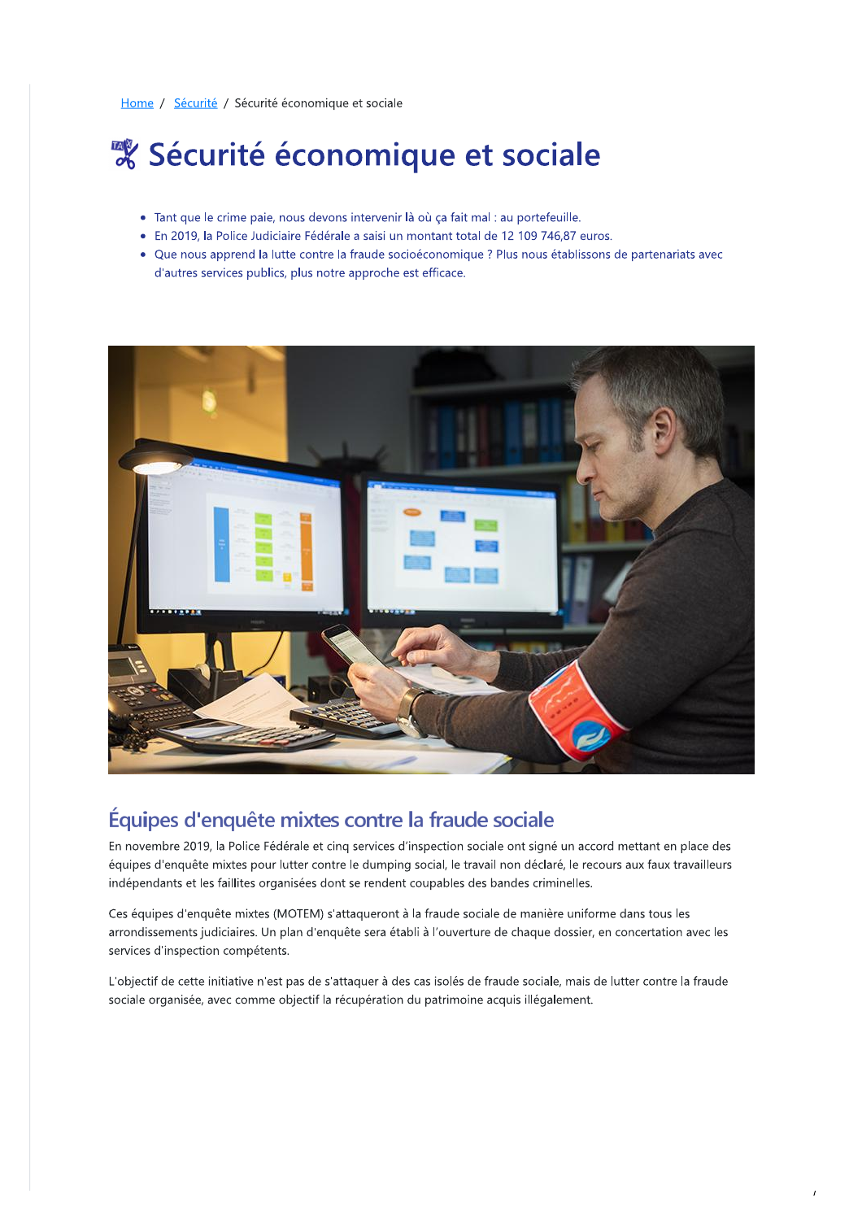Home / Sécurité / Sécurité économique et sociale

# Sécurité économique et sociale

- Tant que le crime paie, nous devons intervenir là où ça fait mal : au portefeuille.
- En 2019, la Police Judiciaire Fédérale a saisi un montant total de 12 109 746,87 euros.
- Que nous apprend la lutte contre la fraude socioéconomique ? Plus nous établissons de partenariats avec d'autres services publics, plus notre approche est efficace.

## Équipes d'enquête mixtes contre la fraude sociale

En novembre 2019, la Police Fédérale et cinq services d'inspection sociale ont signé un accord mettant en place des équipes d'enquête mixtes pour lutter contre le dumping social, le travail non déclaré, le recours aux faux travailleurs indépendants et les faillites organisées dont se rendent coupables des bandes criminelles.

Ces équipes d'enquête mixtes (MOTEM) s'attaqueront à la fraude sociale de manière uniforme dans tous les arrondissements judiciaires. Un plan d'enquête sera établi à l'ouverture de chaque dossier, en concertation avec les services d'inspection compétents.

L'objectif de cette initiative n'est pas de s'attaquer à des cas isolés de fraude sociale, mais de lutter contre la fraude sociale organisée, avec comme objectif la récupération du patrimoine acquis illégalement.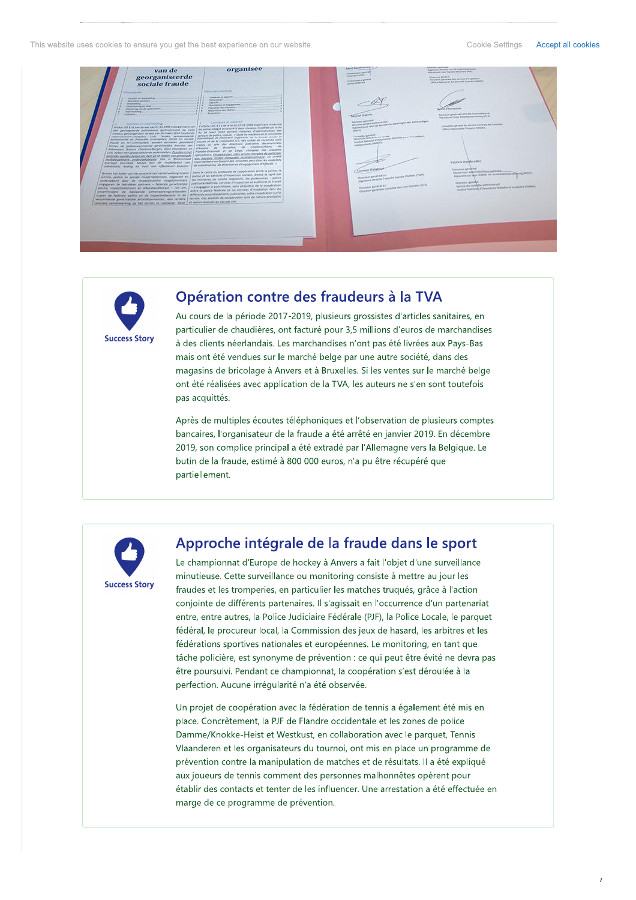## Opération contre des fraudeurs à la TVA

Success Story

Au cours de la période 2017-2019, plusieurs grossistes d'articles sanitaires, en particulier de chaudières, ont facturé pour 3,5 millions d'euros de marchandises à des clients néerlandais. Les marchandises n'ont pas été livrées aux Pays-Bas mais ont été vendues sur le marché belge par une autre société, dans des magasins de bricolage à Anvers et à Bruxelles. Si les ventes sur le marché belge ont été réalisées avec application de la TVA, les auteurs ne s'en sont toutefois pas acquittés.

Après de multiples écoutes téléphoniques et l'observation de plusieurs comptes bancaires, l'organisateur de la fraude a été arrêté en janvier 2019. En décembre 2019, son complice principal a été extradé par l'Allemagne vers la Belgique. Le butin de la fraude, estimé à 800 000 euros, n'a pu être récupéré que partiellement.

## Approche intégrale de la fraude dans le sport

Success Story

Le championnat d'Europe de hockey à Anvers a fait l'objet d'une surveillance minutieuse. Cette surveillance ou monitoring consiste à mettre au jour les fraudes et les tromperies, en particulier les matches truqués, grâce à l'action conjointe de différents partenaires. Il s'agissait en l'occurrence d'un partenariat entre, entre autres, la Police Judiciaire Fédérale (PJF), la Police Locale, le parquet fédéral, le procureur local, la Commission des jeux de hasard, les arbitres et les fédérations sportives nationales et européennes. Le monitoring, en tant que tâche policière, est synonyme de prévention : ce qui peut être évité ne devra pas être poursuivi. Pendant ce championnat, la coopération s'est déroulée à la perfection. Aucune irrégularité n'a été observée.

Un projet de coopération avec la fédération de tennis a également été mis en place. Concrètement, la PJF de Flandre occidentale et les zones de police Damme/Knokke-Heist et Westkust, en collaboration avec le parquet, Tennis Vlaanderen et les organisateurs du tournoi, ont mis en place un programme de prévention contre la manipulation de matches et de résultats. Il a été expliqué aux joueurs de tennis comment des personnes malhonnêtes opèrent pour établir des contacts et tenter de les influencer. Une arrestation a été effectuée en marge de ce programme de prévention.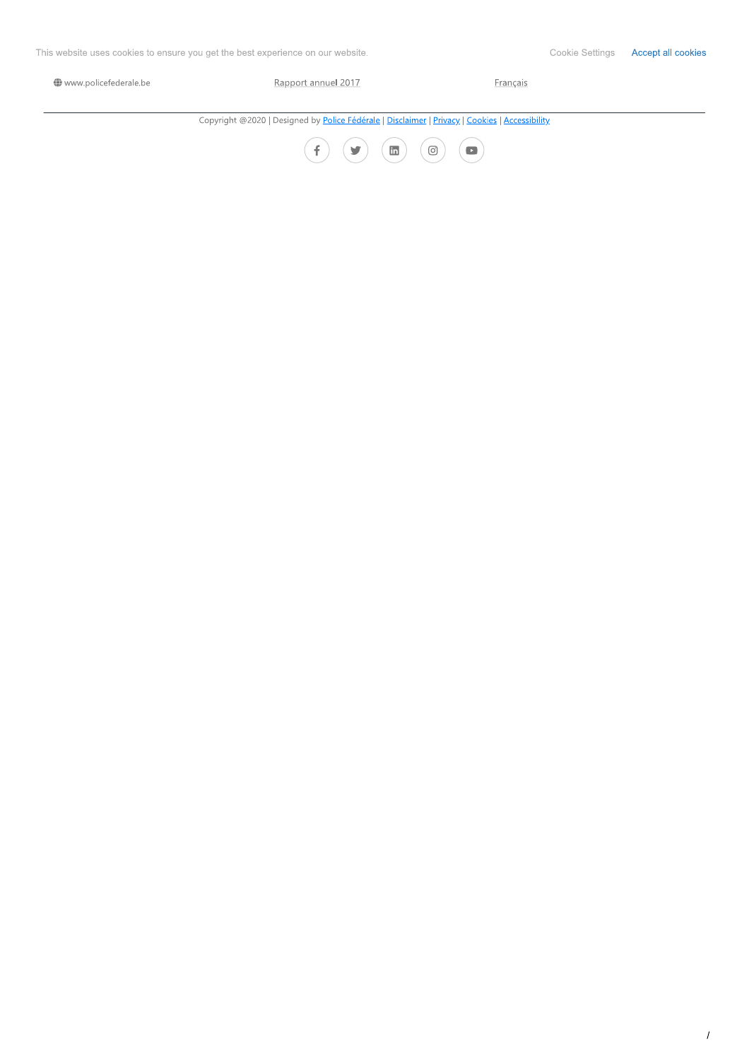This website uses cookies to ensure you get the best experience on our website.

Cookie Settings Accept all cookies

www.policefederale.be Rapport annuel 2017 Français

---

Copyright @2020 | Designed by Police Fédérale | Disclaimer | Privacy | Cookies | Accessibility